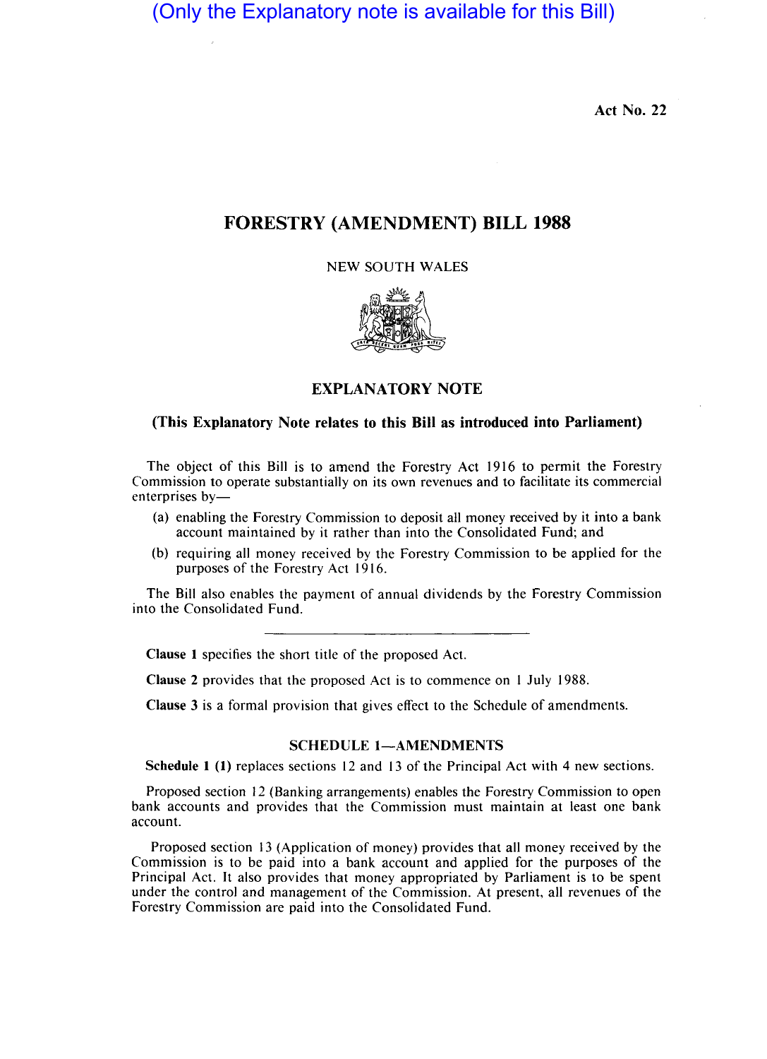(Only the Explanatory note is available for this Bill)

Act No. 22

# FORESTRY (AMENDMENT) BILL 1988

NEW SOUTH WALES

## EXPLANATORY NOTE

**(This Explanatory Note relates to this Bill as introduced into Parliament)**

The object of this Bill is to amend the Forestry Act 1916 to permit the Forestry Commission to operate substantially on its own revenues and to facilitate its commercial enterprises by—

(a) enabling the Forestry Commission to deposit all money received by it into a bank account maintained by it rather than into the Consolidated Fund; and

(b) requiring all money received by the Forestry Commission to be applied for the purposes of the Forestry Act 1916.

The Bill also enables the payment of annual dividends by the Forestry Commission into the Consolidated Fund.

---

**Clause 1** specifies the short title of the proposed Act.

**Clause 2** provides that the proposed Act is to commence on 1 July 1988.

**Clause 3** is a formal provision that gives effect to the Schedule of amendments.

### SCHEDULE 1—AMENDMENTS

**Schedule 1 (1)** replaces sections 12 and 13 of the Principal Act with 4 new sections.

Proposed section 12 (Banking arrangements) enables the Forestry Commission to open bank accounts and provides that the Commission must maintain at least one bank account.

Proposed section 13 (Application of money) provides that all money received by the Commission is to be paid into a bank account and applied for the purposes of the Principal Act. It also provides that money appropriated by Parliament is to be spent under the control and management of the Commission. At present, all revenues of the Forestry Commission are paid into the Consolidated Fund.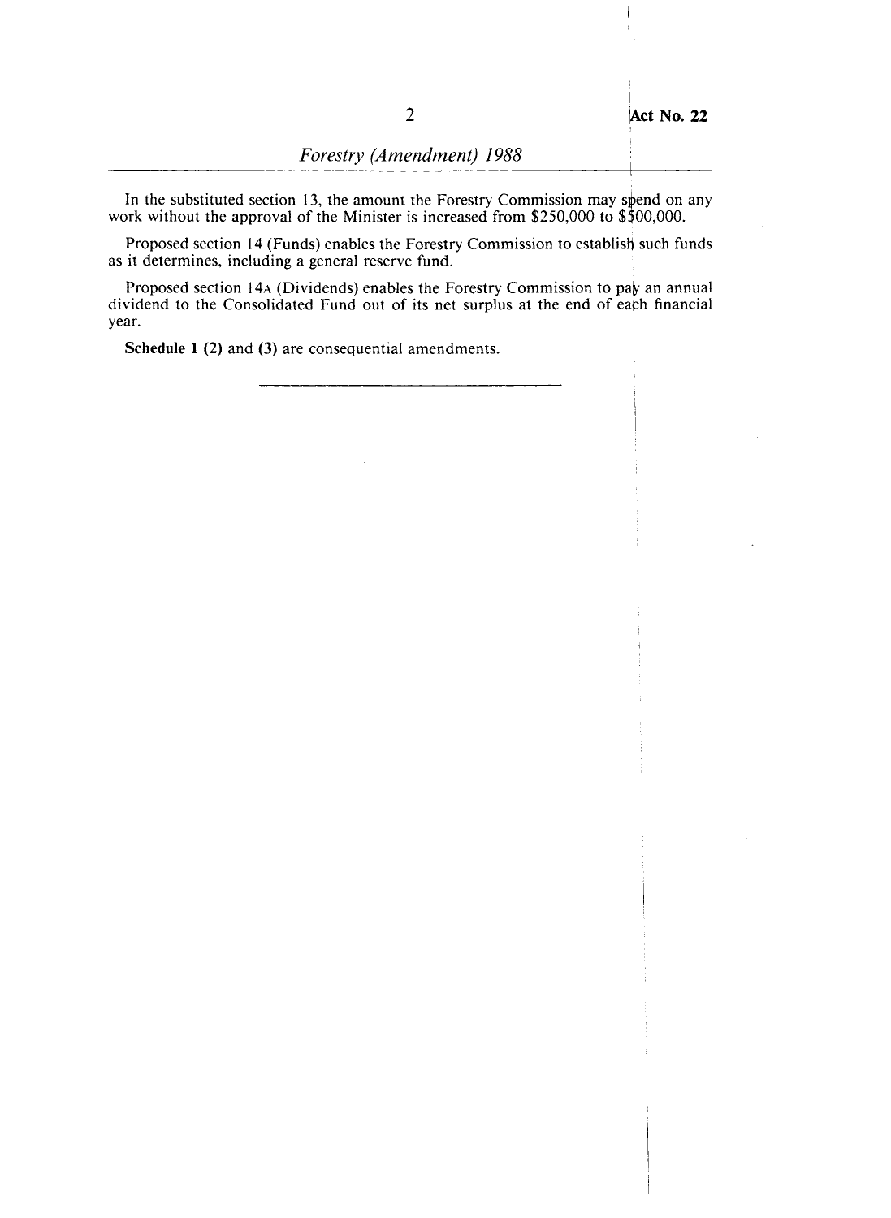In the substituted section 13, the amount the Forestry Commission may spend on any work without the approval of the Minister is increased from $250,000 to $500,000.

Proposed section 14 (Funds) enables the Forestry Commission to establish such funds as it determines, including a general reserve fund.

Proposed section 14A (Dividends) enables the Forestry Commission to pay an annual dividend to the Consolidated Fund out of its net surplus at the end of each financial year.

**Schedule 1 (2)** and **(3)** are consequential amendments.

---